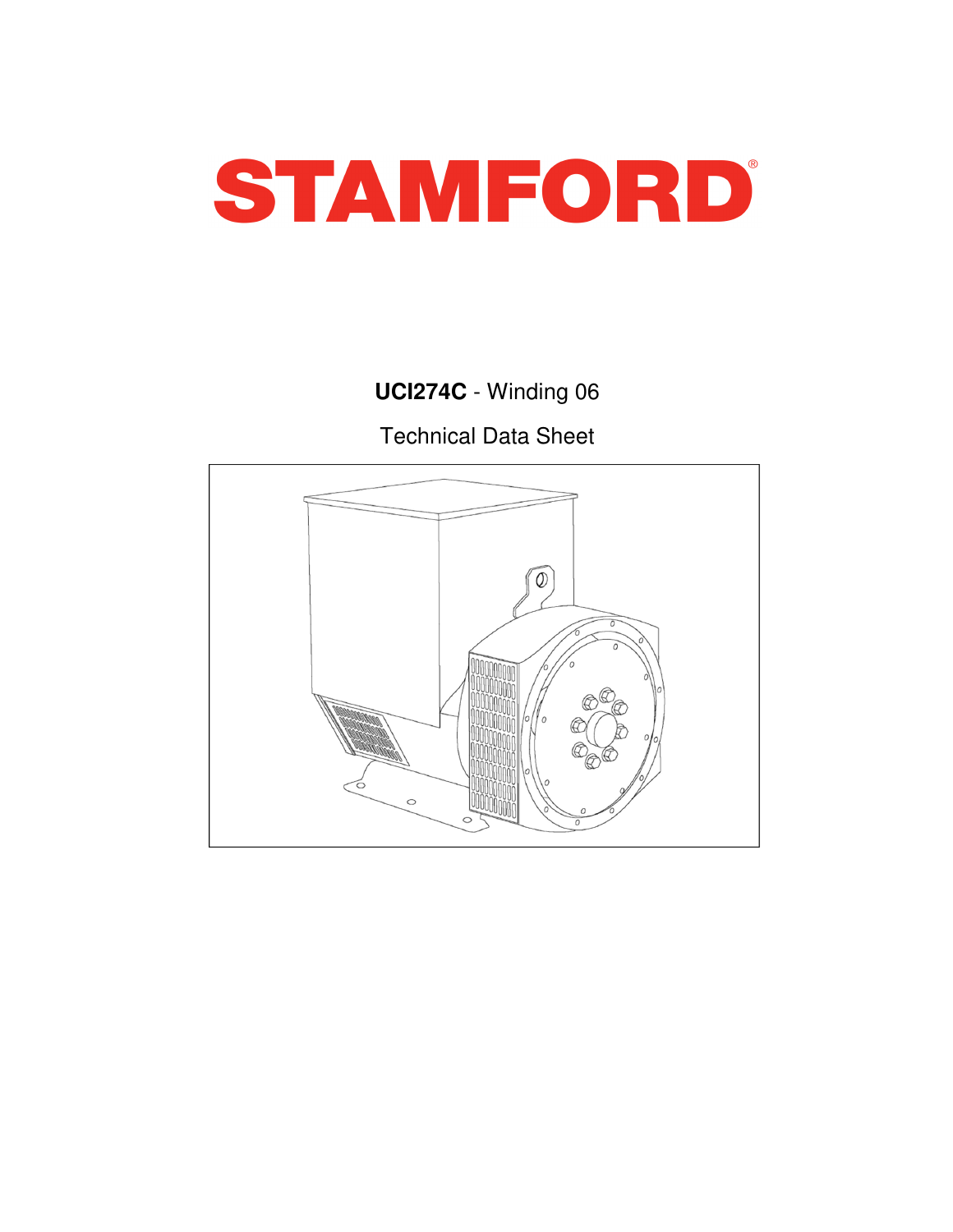# STAMFORD®

**UCI274C** - Winding 06

Technical Data Sheet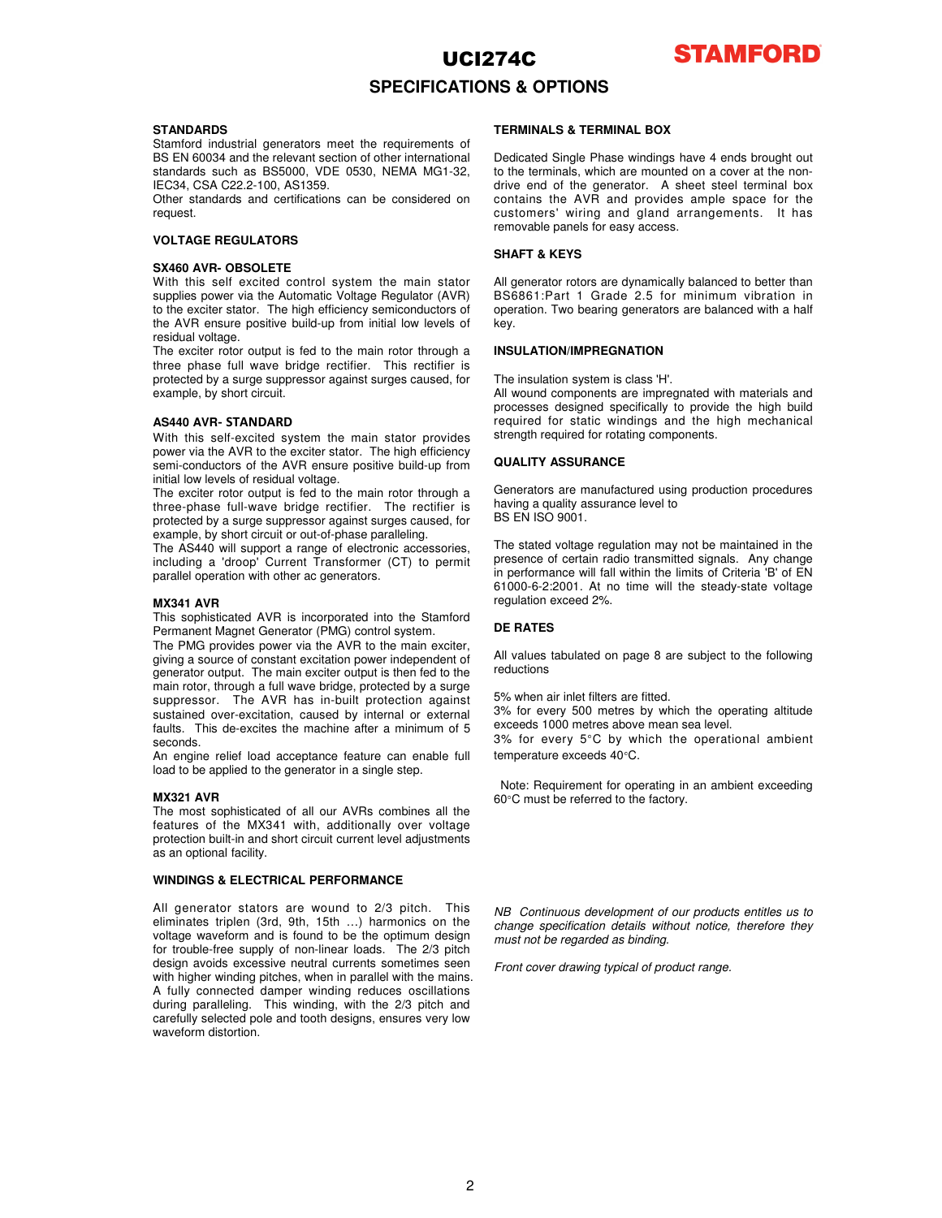# UCI274C

## SPECIFICATIONS & OPTIONS

### STANDARDS

Stamford industrial generators meet the requirements of BS EN 60034 and the relevant section of other international standards such as BS5000, VDE 0530, NEMA MG1-32, IEC34, CSA C22.2-100, AS1359.

Other standards and certifications can be considered on request.

### VOLTAGE REGULATORS

#### SX460 AVR- OBSOLETE

With this self excited control system the main stator supplies power via the Automatic Voltage Regulator (AVR) to the exciter stator. The high efficiency semiconductors of the AVR ensure positive build-up from initial low levels of residual voltage.

The exciter rotor output is fed to the main rotor through a three phase full wave bridge rectifier. This rectifier is protected by a surge suppressor against surges caused, for example, by short circuit.

#### AS440 AVR- STANDARD

With this self-excited system the main stator provides power via the AVR to the exciter stator. The high efficiency semi-conductors of the AVR ensure positive build-up from initial low levels of residual voltage.

The exciter rotor output is fed to the main rotor through a three-phase full-wave bridge rectifier. The rectifier is protected by a surge suppressor against surges caused, for example, by short circuit or out-of-phase paralleling.

The AS440 will support a range of electronic accessories, including a 'droop' Current Transformer (CT) to permit parallel operation with other ac generators.

#### MX341 AVR

This sophisticated AVR is incorporated into the Stamford Permanent Magnet Generator (PMG) control system.

The PMG provides power via the AVR to the main exciter, giving a source of constant excitation power independent of generator output. The main exciter output is then fed to the main rotor, through a full wave bridge, protected by a surge suppressor. The AVR has in-built protection against sustained over-excitation, caused by internal or external faults. This de-excites the machine after a minimum of 5 seconds.

An engine relief load acceptance feature can enable full load to be applied to the generator in a single step.

#### MX321 AVR

The most sophisticated of all our AVRs combines all the features of the MX341 with, additionally over voltage protection built-in and short circuit current level adjustments as an optional facility.

### WINDINGS & ELECTRICAL PERFORMANCE

All generator stators are wound to 2/3 pitch. This eliminates triplen (3rd, 9th, 15th …) harmonics on the voltage waveform and is found to be the optimum design for trouble-free supply of non-linear loads. The 2/3 pitch design avoids excessive neutral currents sometimes seen with higher winding pitches, when in parallel with the mains. A fully connected damper winding reduces oscillations during paralleling. This winding, with the 2/3 pitch and carefully selected pole and tooth designs, ensures very low waveform distortion.

### TERMINALS & TERMINAL BOX

Dedicated Single Phase windings have 4 ends brought out to the terminals, which are mounted on a cover at the non-drive end of the generator. A sheet steel terminal box contains the AVR and provides ample space for the customers' wiring and gland arrangements. It has removable panels for easy access.

### SHAFT & KEYS

All generator rotors are dynamically balanced to better than BS6861:Part 1 Grade 2.5 for minimum vibration in operation. Two bearing generators are balanced with a half key.

### INSULATION/IMPREGNATION

The insulation system is class 'H'.

All wound components are impregnated with materials and processes designed specifically to provide the high build required for static windings and the high mechanical strength required for rotating components.

### QUALITY ASSURANCE

Generators are manufactured using production procedures having a quality assurance level to BS EN ISO 9001.

The stated voltage regulation may not be maintained in the presence of certain radio transmitted signals. Any change in performance will fall within the limits of Criteria 'B' of EN 61000-6-2:2001. At no time will the steady-state voltage regulation exceed 2%.

### DE RATES

All values tabulated on page 8 are subject to the following reductions

5% when air inlet filters are fitted.
3% for every 500 metres by which the operating altitude exceeds 1000 metres above mean sea level.
3% for every 5°C by which the operational ambient temperature exceeds 40°C.

Note: Requirement for operating in an ambient exceeding 60°C must be referred to the factory.

*NB Continuous development of our products entitles us to change specification details without notice, therefore they must not be regarded as binding.*

*Front cover drawing typical of product range.*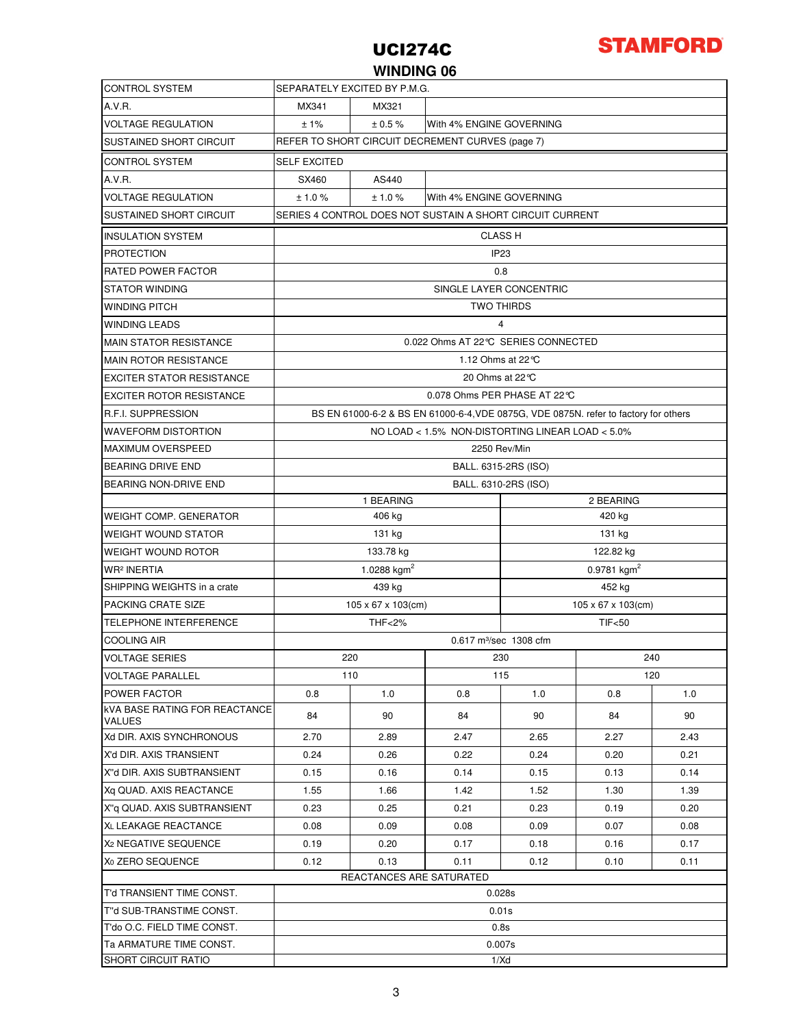# UCI274C

## WINDING 06

| | | | | | | |
|---|---|---|---|---|---|---|
| CONTROL SYSTEM | SEPARATELY EXCITED BY P.M.G. | | | | | |
| A.V.R. | MX341 | MX321 | | | | |
| VOLTAGE REGULATION | ± 1% | ± 0.5 % | With 4% ENGINE GOVERNING | | | |
| SUSTAINED SHORT CIRCUIT | REFER TO SHORT CIRCUIT DECREMENT CURVES (page 7) | | | | | |
| CONTROL SYSTEM | SELF EXCITED | | | | | |
| A.V.R. | SX460 | AS440 | | | | |
| VOLTAGE REGULATION | ± 1.0 % | ± 1.0 % | With 4% ENGINE GOVERNING | | | |
| SUSTAINED SHORT CIRCUIT | SERIES 4 CONTROL DOES NOT SUSTAIN A SHORT CIRCUIT CURRENT | | | | | |
| INSULATION SYSTEM | CLASS H | | | | | |
| PROTECTION | IP23 | | | | | |
| RATED POWER FACTOR | 0.8 | | | | | |
| STATOR WINDING | SINGLE LAYER CONCENTRIC | | | | | |
| WINDING PITCH | TWO THIRDS | | | | | |
| WINDING LEADS | 4 | | | | | |
| MAIN STATOR RESISTANCE | 0.022 Ohms AT 22°C SERIES CONNECTED | | | | | |
| MAIN ROTOR RESISTANCE | 1.12 Ohms at 22°C | | | | | |
| EXCITER STATOR RESISTANCE | 20 Ohms at 22°C | | | | | |
| EXCITER ROTOR RESISTANCE | 0.078 Ohms PER PHASE AT 22°C | | | | | |
| R.F.I. SUPPRESSION | BS EN 61000-6-2 & BS EN 61000-6-4,VDE 0875G, VDE 0875N. refer to factory for others | | | | | |
| WAVEFORM DISTORTION | NO LOAD < 1.5% NON-DISTORTING LINEAR LOAD < 5.0% | | | | | |
| MAXIMUM OVERSPEED | 2250 Rev/Min | | | | | |
| BEARING DRIVE END | BALL. 6315-2RS (ISO) | | | | | |
| BEARING NON-DRIVE END | BALL. 6310-2RS (ISO) | | | | | |
| | 1 BEARING | | | 2 BEARING | | |
| WEIGHT COMP. GENERATOR | 406 kg | | | 420 kg | | |
| WEIGHT WOUND STATOR | 131 kg | | | 131 kg | | |
| WEIGHT WOUND ROTOR | 133.78 kg | | | 122.82 kg | | |
| WR² INERTIA | 1.0288 kgm² | | | 0.9781 kgm² | | |
| SHIPPING WEIGHTS in a crate | 439 kg | | | 452 kg | | |
| PACKING CRATE SIZE | 105 x 67 x 103(cm) | | | 105 x 67 x 103(cm) | | |
| TELEPHONE INTERFERENCE | THF<2% | | | TIF<50 | | |
| COOLING AIR | 0.617 m³/sec 1308 cfm | | | | | |
| VOLTAGE SERIES | 220 | | 230 | | 240 | |
| VOLTAGE PARALLEL | 110 | | 115 | | 120 | |
| POWER FACTOR | 0.8 | 1.0 | 0.8 | 1.0 | 0.8 | 1.0 |
| kVA BASE RATING FOR REACTANCE VALUES | 84 | 90 | 84 | 90 | 84 | 90 |
| Xd DIR. AXIS SYNCHRONOUS | 2.70 | 2.89 | 2.47 | 2.65 | 2.27 | 2.43 |
| X'd DIR. AXIS TRANSIENT | 0.24 | 0.26 | 0.22 | 0.24 | 0.20 | 0.21 |
| X''d DIR. AXIS SUBTRANSIENT | 0.15 | 0.16 | 0.14 | 0.15 | 0.13 | 0.14 |
| Xq QUAD. AXIS REACTANCE | 1.55 | 1.66 | 1.42 | 1.52 | 1.30 | 1.39 |
| X''q QUAD. AXIS SUBTRANSIENT | 0.23 | 0.25 | 0.21 | 0.23 | 0.19 | 0.20 |
| $X_L$ LEAKAGE REACTANCE | 0.08 | 0.09 | 0.08 | 0.09 | 0.07 | 0.08 |
| $X_2$ NEGATIVE SEQUENCE | 0.19 | 0.20 | 0.17 | 0.18 | 0.16 | 0.17 |
| $X_0$ ZERO SEQUENCE | 0.12 | 0.13 | 0.11 | 0.12 | 0.10 | 0.11 |
| REACTANCES ARE SATURATED | | | | | | |
| T'd TRANSIENT TIME CONST. | 0.028s | | | | | |
| T''d SUB-TRANSTIME CONST. | 0.01s | | | | | |
| T'do O.C. FIELD TIME CONST. | 0.8s | | | | | |
| Ta ARMATURE TIME CONST. | 0.007s | | | | | |
| SHORT CIRCUIT RATIO | 1/Xd | | | | | |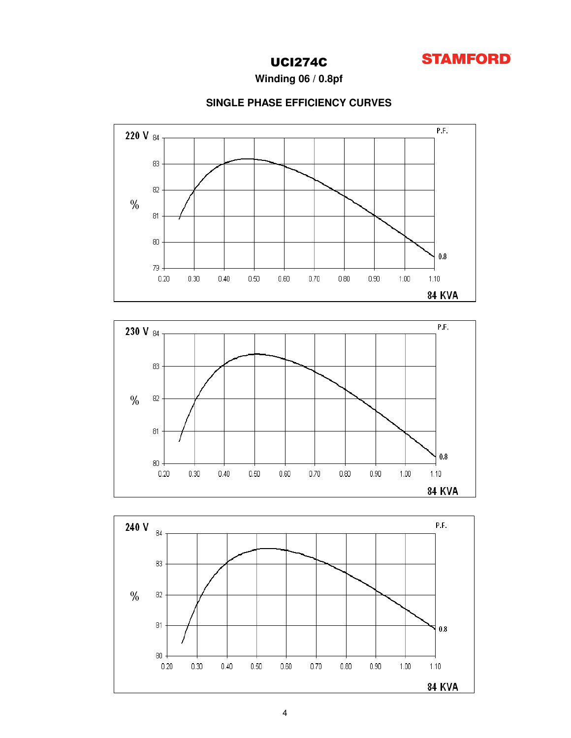# UCI274C

**STAMFORD**

**Winding 06 / 0.8pf**

## SINGLE PHASE EFFICIENCY CURVES

**220 V**

P.F.

%

0.8

84 KVA

**230 V**

P.F.

%

0.8

84 KVA

**240 V**

P.F.

%

0.8

84 KVA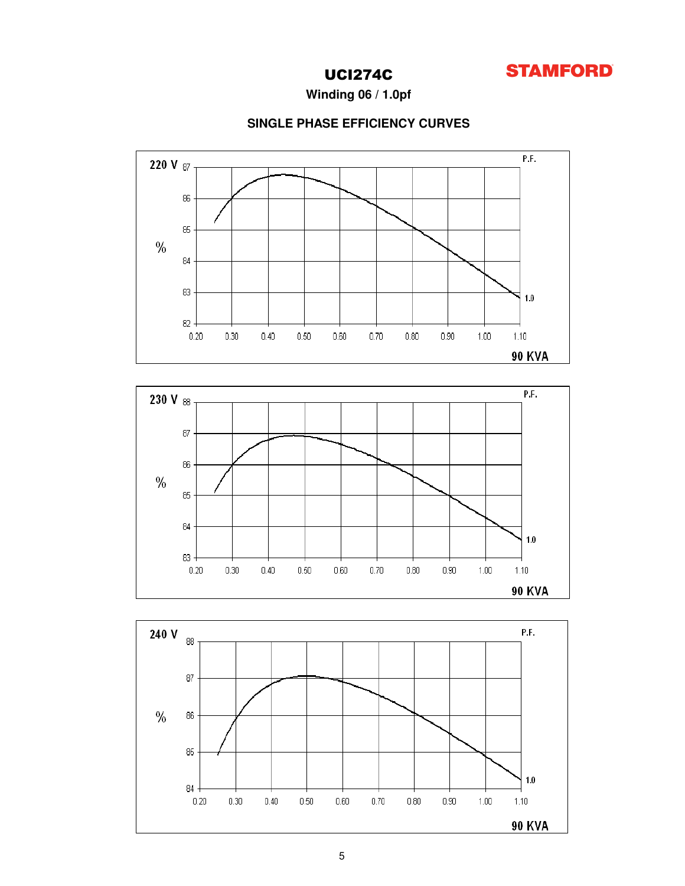# UCI274C

**STAMFORD**

**Winding 06 / 1.0pf**

## SINGLE PHASE EFFICIENCY CURVES

**220 V**

P.F.

%

Y-axis: 82, 83, 84, 85, 86, 87

X-axis: 0.20, 0.30, 0.40, 0.50, 0.60, 0.70, 0.80, 0.90, 1.00, 1.10

1.0

**90 KVA**

**230 V**

P.F.

%

Y-axis: 83, 84, 85, 86, 87, 88

X-axis: 0.20, 0.30, 0.40, 0.50, 0.60, 0.70, 0.80, 0.90, 1.00, 1.10

1.0

**90 KVA**

**240 V**

P.F.

%

Y-axis: 84, 85, 86, 87, 88

X-axis: 0.20, 0.30, 0.40, 0.50, 0.60, 0.70, 0.80, 0.90, 1.00, 1.10

1.0

**90 KVA**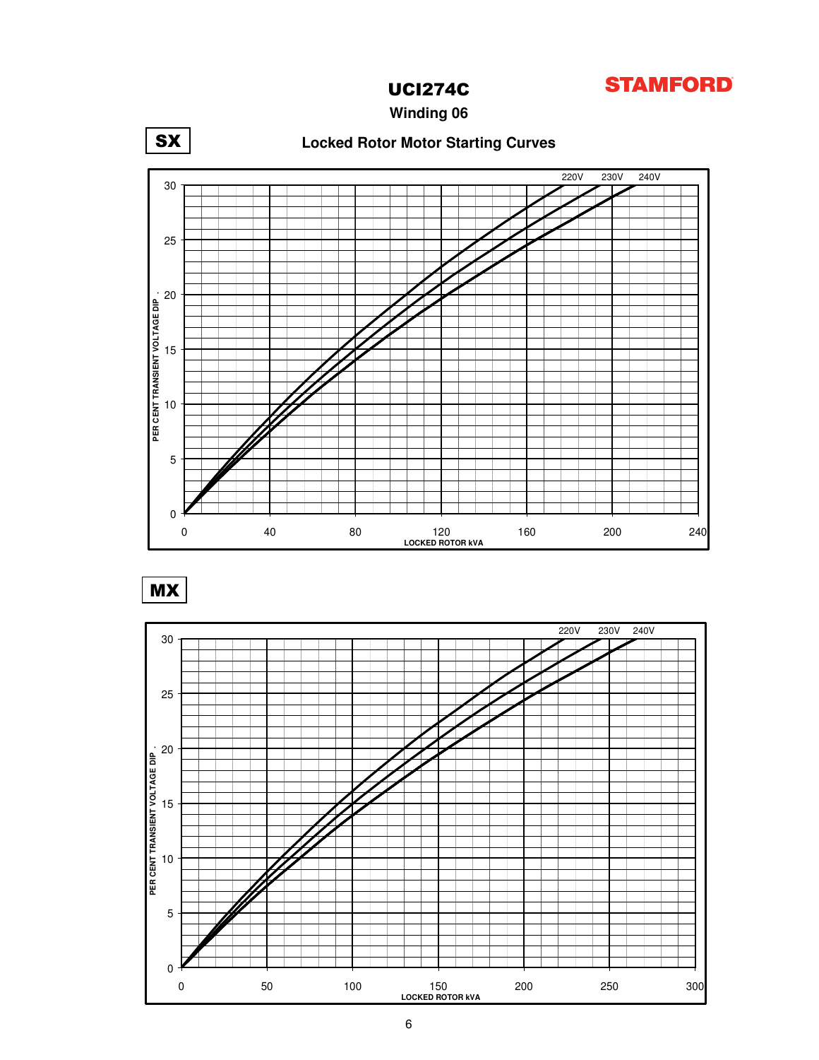# UCI274C

**STAMFORD**

## Winding 06

**SX**

### Locked Rotor Motor Starting Curves

220V 230V 240V

PER CENT TRANSIENT VOLTAGE DIP

LOCKED ROTOR kVA

**MX**

220V 230V 240V

PER CENT TRANSIENT VOLTAGE DIP

LOCKED ROTOR kVA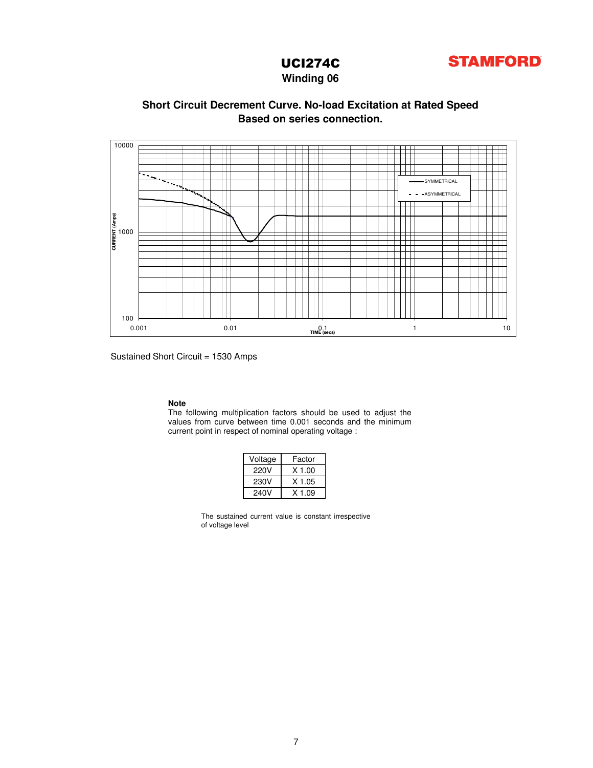# UCI274C

STAMFORD

## Winding 06

### Short Circuit Decrement Curve. No-load Excitation at Rated Speed
### Based on series connection.

Sustained Short Circuit = 1530 Amps

**Note**
The following multiplication factors should be used to adjust the values from curve between time 0.001 seconds and the minimum current point in respect of nominal operating voltage :

| Voltage | Factor |
|---|---|
| 220V | X 1.00 |
| 230V | X 1.05 |
| 240V | X 1.09 |

The sustained current value is constant irrespective of voltage level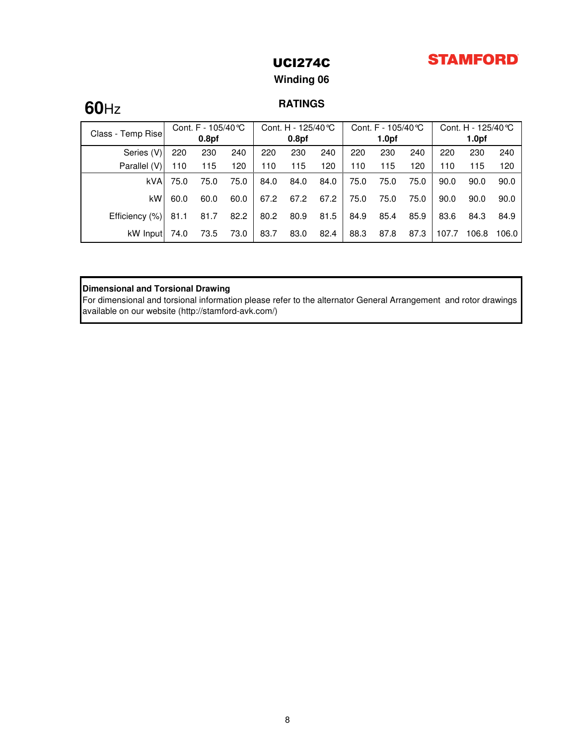# UCI274C

**STAMFORD**

## Winding 06

**60**Hz

### RATINGS

| Class - Temp Rise | Cont. F - 105/40℃ **0.8pf** | | | Cont. H - 125/40℃ **0.8pf** | | | Cont. F - 105/40℃ **1.0pf** | | | Cont. H - 125/40℃ **1.0pf** | | |
|---|---|---|---|---|---|---|---|---|---|---|---|---|
| Series (V) | 220 | 230 | 240 | 220 | 230 | 240 | 220 | 230 | 240 | 220 | 230 | 240 |
| Parallel (V) | 110 | 115 | 120 | 110 | 115 | 120 | 110 | 115 | 120 | 110 | 115 | 120 |
| kVA | 75.0 | 75.0 | 75.0 | 84.0 | 84.0 | 84.0 | 75.0 | 75.0 | 75.0 | 90.0 | 90.0 | 90.0 |
| kW | 60.0 | 60.0 | 60.0 | 67.2 | 67.2 | 67.2 | 75.0 | 75.0 | 75.0 | 90.0 | 90.0 | 90.0 |
| Efficiency (%) | 81.1 | 81.7 | 82.2 | 80.2 | 80.9 | 81.5 | 84.9 | 85.4 | 85.9 | 83.6 | 84.3 | 84.9 |
| kW Input | 74.0 | 73.5 | 73.0 | 83.7 | 83.0 | 82.4 | 88.3 | 87.8 | 87.3 | 107.7 | 106.8 | 106.0 |

**Dimensional and Torsional Drawing**
For dimensional and torsional information please refer to the alternator General Arrangement and rotor drawings available on our website (http://stamford-avk.com/)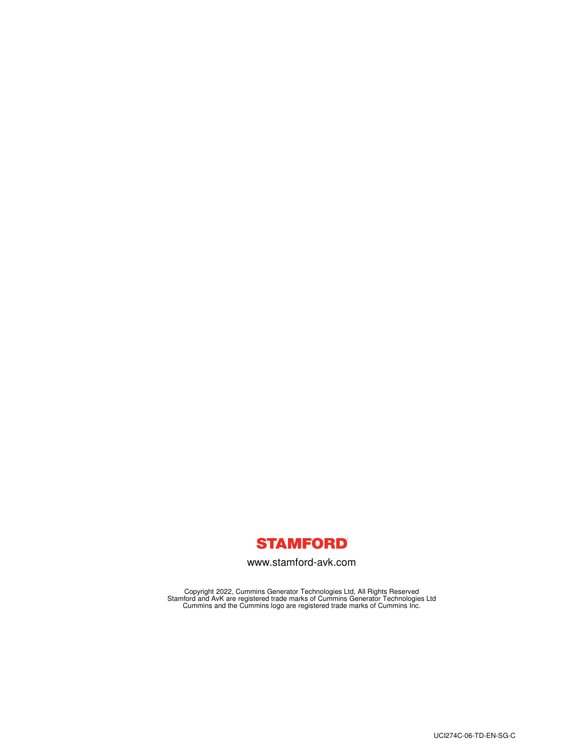**STAMFORD**

www.stamford-avk.com

Copyright 2022, Cummins Generator Technologies Ltd, All Rights Reserved
Stamford and AvK are registered trade marks of Cummins Generator Technologies Ltd
Cummins and the Cummins logo are registered trade marks of Cummins Inc.

UCI274C-06-TD-EN-SG-C